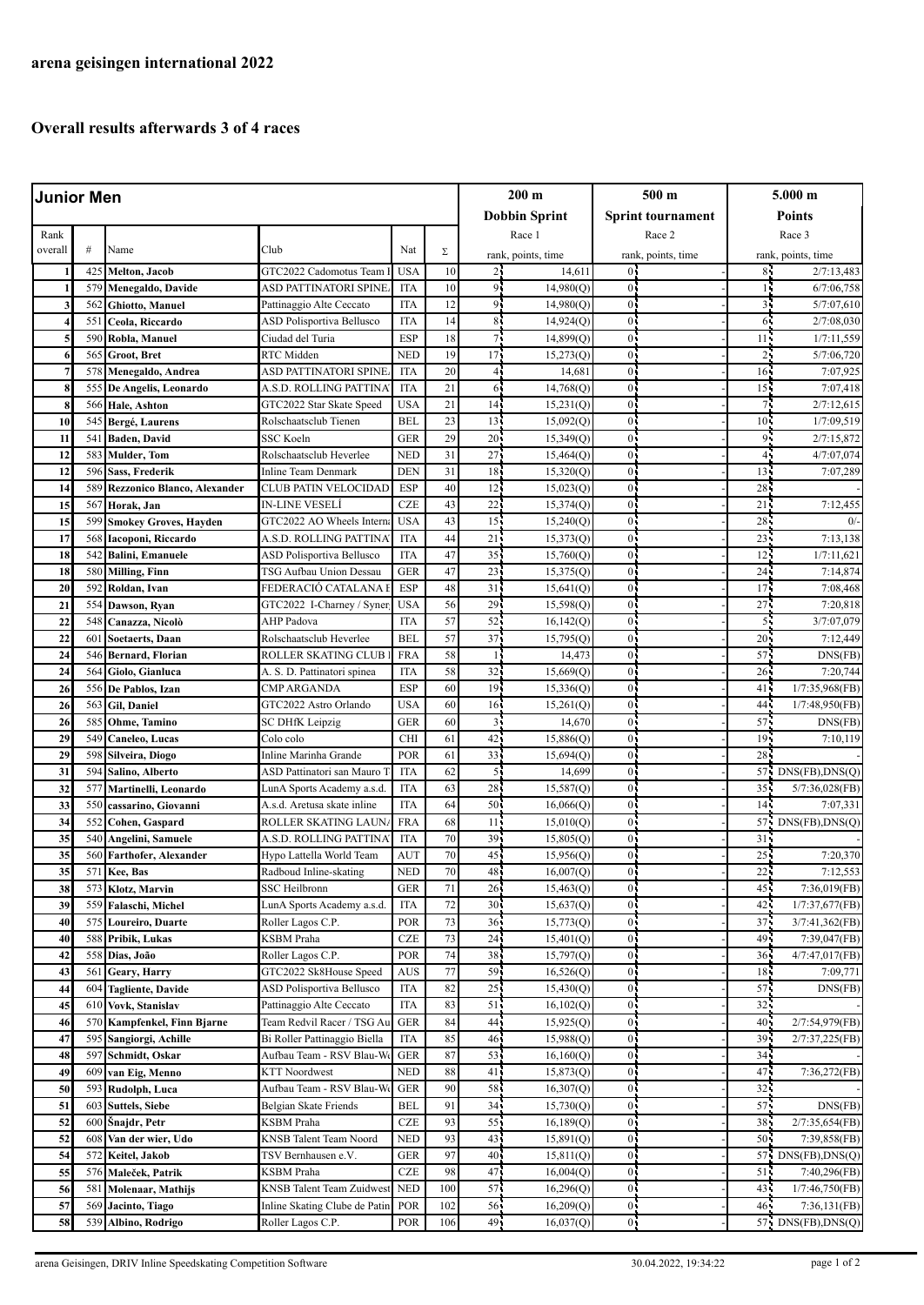# arena geisingen international 2022

## Overall results afterwards 3 of 4 races

| Junior Men | | | | | | 200 m | | 500 m | | 5.000 m | |
|---|---|---|---|---|---|---|---|---|---|---|---|
| | | | | | | Dobbin Sprint | | Sprint tournament | | Points | |
| Rank overall | # | Name | Club | Nat | Σ | Race 1 rank, points, time | | Race 2 rank, points, time | | Race 3 rank, points, time | |
| 1 | 425 | Melton, Jacob | GTC2022 Cadomotus Team I | USA | 10 | 2 | 14,611 | 0 | - | 8 | 2/7:13,483 |
| 1 | 579 | Menegaldo, Davide | ASD PATTINATORI SPINEA | ITA | 10 | 9 | 14,980(Q) | 0 | - | 1 | 6/7:06,758 |
| 3 | 562 | Ghiotto, Manuel | Pattinaggio Alte Ceccato | ITA | 12 | 9 | 14,980(Q) | 0 | - | 3 | 5/7:07,610 |
| 4 | 551 | Ceola, Riccardo | ASD Polisportiva Bellusco | ITA | 14 | 8 | 14,924(Q) | 0 | - | 6 | 2/7:08,030 |
| 5 | 590 | Robla, Manuel | Ciudad del Turia | ESP | 18 | 7 | 14,899(Q) | 0 | - | 11 | 1/7:11,559 |
| 6 | 565 | Groot, Bret | RTC Midden | NED | 19 | 17 | 15,273(Q) | 0 | - | 2 | 5/7:06,720 |
| 7 | 578 | Menegaldo, Andrea | ASD PATTINATORI SPINEA | ITA | 20 | 4 | 14,681 | 0 | - | 16 | 7:07,925 |
| 8 | 555 | De Angelis, Leonardo | A.S.D. ROLLING PATTINAT | ITA | 21 | 6 | 14,768(Q) | 0 | - | 15 | 7:07,418 |
| 8 | 566 | Hale, Ashton | GTC2022 Star Skate Speed | USA | 21 | 14 | 15,231(Q) | 0 | - | 7 | 2/7:12,615 |
| 10 | 545 | Bergé, Laurens | Rolschaatsclub Tienen | BEL | 23 | 13 | 15,092(Q) | 0 | - | 10 | 1/7:09,519 |
| 11 | 541 | Baden, David | SSC Koeln | GER | 29 | 20 | 15,349(Q) | 0 | - | 9 | 2/7:15,872 |
| 12 | 583 | Mulder, Tom | Rolschaatsclub Heverlee | NED | 31 | 27 | 15,464(Q) | 0 | - | 4 | 4/7:07,074 |
| 12 | 596 | Sass, Frederik | Inline Team Denmark | DEN | 31 | 18 | 15,320(Q) | 0 | - | 13 | 7:07,289 |
| 14 | 589 | Rezzonico Blanco, Alexander | CLUB PATIN VELOCIDAD | ESP | 40 | 12 | 15,023(Q) | 0 | - | 28 | - |
| 15 | 567 | Horak, Jan | IN-LINE VESELÍ | CZE | 43 | 22 | 15,374(Q) | 0 | - | 21 | 7:12,455 |
| 15 | 599 | Smokey Groves, Hayden | GTC2022 AO Wheels Interna | USA | 43 | 15 | 15,240(Q) | 0 | - | 28 | 0/- |
| 17 | 568 | Iacoponi, Riccardo | A.S.D. ROLLING PATTINAT | ITA | 44 | 21 | 15,373(Q) | 0 | - | 23 | 7:13,138 |
| 18 | 542 | Balini, Emanuele | ASD Polisportiva Bellusco | ITA | 47 | 35 | 15,760(Q) | 0 | - | 12 | 1/7:11,621 |
| 18 | 580 | Milling, Finn | TSG Aufbau Union Dessau | GER | 47 | 23 | 15,375(Q) | 0 | - | 24 | 7:14,874 |
| 20 | 592 | Roldan, Ivan | FEDERACIÓ CATALANA I | ESP | 48 | 31 | 15,641(Q) | 0 | - | 17 | 7:08,468 |
| 21 | 554 | Dawson, Ryan | GTC2022 I-Charney / Syner | USA | 56 | 29 | 15,598(Q) | 0 | - | 27 | 7:20,818 |
| 22 | 548 | Canazza, Nicolò | AHP Padova | ITA | 57 | 52 | 16,142(Q) | 0 | - | 5 | 3/7:07,079 |
| 22 | 601 | Soetaerts, Daan | Rolschaatsclub Heverlee | BEL | 57 | 37 | 15,795(Q) | 0 | - | 20 | 7:12,449 |
| 24 | 546 | Bernard, Florian | ROLLER SKATING CLUB I | FRA | 58 | 1 | 14,473 | 0 | - | 57 | DNS(FB) |
| 24 | 564 | Giolo, Gianluca | A. S. D. Pattinatori spinea | ITA | 58 | 32 | 15,669(Q) | 0 | - | 26 | 7:20,744 |
| 26 | 556 | De Pablos, Izan | CMP ARGANDA | ESP | 60 | 19 | 15,336(Q) | 0 | - | 41 | 1/7:35,968(FB) |
| 26 | 563 | Gil, Daniel | GTC2022 Astro Orlando | USA | 60 | 16 | 15,261(Q) | 0 | - | 44 | 1/7:48,950(FB) |
| 26 | 585 | Ohme, Tamino | SC DHfK Leipzig | GER | 60 | 3 | 14,670 | 0 | - | 57 | DNS(FB) |
| 29 | 549 | Caneleo, Lucas | Colo colo | CHI | 61 | 42 | 15,886(Q) | 0 | - | 19 | 7:10,119 |
| 29 | 598 | Silveira, Diogo | Inline Marinha Grande | POR | 61 | 33 | 15,694(Q) | 0 | - | 28 | - |
| 31 | 594 | Salino, Alberto | ASD Pattinatori san Mauro T | ITA | 62 | 5 | 14,699 | 0 | - | 57 | DNS(FB),DNS(Q) |
| 32 | 577 | Martinelli, Leonardo | LunA Sports Academy a.s.d. | ITA | 63 | 28 | 15,587(Q) | 0 | - | 35 | 5/7:36,028(FB) |
| 33 | 550 | cassarino, Giovanni | A.s.d. Aretusa skate inline | ITA | 64 | 50 | 16,066(Q) | 0 | - | 14 | 7:07,331 |
| 34 | 552 | Cohen, Gaspard | ROLLER SKATING LAUNA | FRA | 68 | 11 | 15,010(Q) | 0 | - | 57 | DNS(FB),DNS(Q) |
| 35 | 540 | Angelini, Samuele | A.S.D. ROLLING PATTINAT | ITA | 70 | 39 | 15,805(Q) | 0 | - | 31 | - |
| 35 | 560 | Farthofer, Alexander | Hypo Lattella World Team | AUT | 70 | 45 | 15,956(Q) | 0 | - | 25 | 7:20,370 |
| 35 | 571 | Kee, Bas | Radboud Inline-skating | NED | 70 | 48 | 16,007(Q) | 0 | - | 22 | 7:12,553 |
| 38 | 573 | Klotz, Marvin | SSC Heilbronn | GER | 71 | 26 | 15,463(Q) | 0 | - | 45 | 7:36,019(FB) |
| 39 | 559 | Falaschi, Michel | LunA Sports Academy a.s.d. | ITA | 72 | 30 | 15,637(Q) | 0 | - | 42 | 1/7:37,677(FB) |
| 40 | 575 | Loureiro, Duarte | Roller Lagos C.P. | POR | 73 | 36 | 15,773(Q) | 0 | - | 37 | 3/7:41,362(FB) |
| 40 | 588 | Pribik, Lukas | KSBM Praha | CZE | 73 | 24 | 15,401(Q) | 0 | - | 49 | 7:39,047(FB) |
| 42 | 558 | Dias, João | Roller Lagos C.P. | POR | 74 | 38 | 15,797(Q) | 0 | - | 36 | 4/7:47,017(FB) |
| 43 | 561 | Geary, Harry | GTC2022 Sk8House Speed | AUS | 77 | 59 | 16,526(Q) | 0 | - | 18 | 7:09,771 |
| 44 | 604 | Tagliente, Davide | ASD Polisportiva Bellusco | ITA | 82 | 25 | 15,430(Q) | 0 | - | 57 | DNS(FB) |
| 45 | 610 | Vovk, Stanislav | Pattinaggio Alte Ceccato | ITA | 83 | 51 | 16,102(Q) | 0 | - | 32 | - |
| 46 | 570 | Kampfenkel, Finn Bjarne | Team Redvil Racer / TSG Au | GER | 84 | 44 | 15,925(Q) | 0 | - | 40 | 2/7:54,979(FB) |
| 47 | 595 | Sangiorgi, Achille | Bi Roller Pattinaggio Biella | ITA | 85 | 46 | 15,988(Q) | 0 | - | 39 | 2/7:37,225(FB) |
| 48 | 597 | Schmidt, Oskar | Aufbau Team - RSV Blau-We | GER | 87 | 53 | 16,160(Q) | 0 | - | 34 | - |
| 49 | 609 | van Eig, Menno | KTT Noordwest | NED | 88 | 41 | 15,873(Q) | 0 | - | 47 | 7:36,272(FB) |
| 50 | 593 | Rudolph, Luca | Aufbau Team - RSV Blau-We | GER | 90 | 58 | 16,307(Q) | 0 | - | 32 | - |
| 51 | 603 | Suttels, Siebe | Belgian Skate Friends | BEL | 91 | 34 | 15,730(Q) | 0 | - | 57 | DNS(FB) |
| 52 | 600 | Šnajdr, Petr | KSBM Praha | CZE | 93 | 55 | 16,189(Q) | 0 | - | 38 | 2/7:35,654(FB) |
| 52 | 608 | Van der wier, Udo | KNSB Talent Team Noord | NED | 93 | 43 | 15,891(Q) | 0 | - | 50 | 7:39,858(FB) |
| 54 | 572 | Keitel, Jakob | TSV Bernhausen e.V. | GER | 97 | 40 | 15,811(Q) | 0 | - | 57 | DNS(FB),DNS(Q) |
| 55 | 576 | Maleček, Patrik | KSBM Praha | CZE | 98 | 47 | 16,004(Q) | 0 | - | 51 | 7:40,296(FB) |
| 56 | 581 | Molenaar, Mathijs | KNSB Talent Team Zuidwest | NED | 100 | 57 | 16,296(Q) | 0 | - | 43 | 1/7:46,750(FB) |
| 57 | 569 | Jacinto, Tiago | Inline Skating Clube de Patin | POR | 102 | 56 | 16,209(Q) | 0 | - | 46 | 7:36,131(FB) |
| 58 | 539 | Albino, Rodrigo | Roller Lagos C.P. | POR | 106 | 49 | 16,037(Q) | 0 | - | 57 | DNS(FB),DNS(Q) |

arena Geisingen, DRIV Inline Speedskating Competition Software 30.04.2022, 19:34:22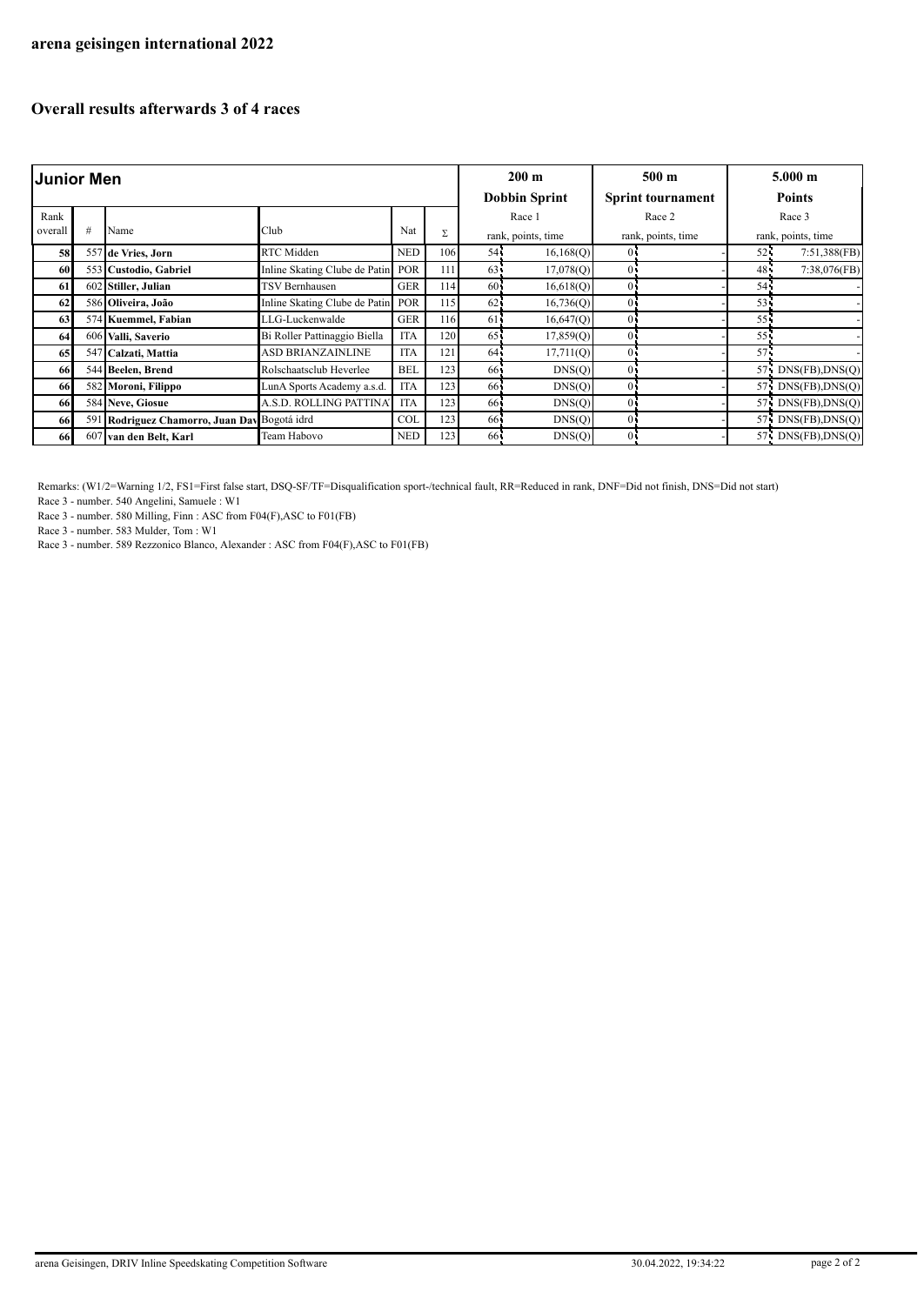**arena geisingen international 2022**

**Overall results afterwards 3 of 4 races**

| **Junior Men** | | | | | | 200 m Dobbin Sprint | | 500 m Sprint tournament | | 5.000 m Points | |
|---|---|---|---|---|---|---|---|---|---|---|---|
| Rank overall | # | Name | Club | Nat | Σ | Race 1 rank, points, time | | Race 2 rank, points, time | | Race 3 rank, points, time | |
| **58** | 557 | **de Vries, Jorn** | RTC Midden | NED | 106 | 54 | 16,168(Q) | 0 | - | 52 | 7:51,388(FB) |
| **60** | 553 | **Custodio, Gabriel** | Inline Skating Clube de Patin | POR | 111 | 63 | 17,078(Q) | 0 | - | 48 | 7:38,076(FB) |
| **61** | 602 | **Stiller, Julian** | TSV Bernhausen | GER | 114 | 60 | 16,618(Q) | 0 | - | 54 | - |
| **62** | 586 | **Oliveira, João** | Inline Skating Clube de Patin | POR | 115 | 62 | 16,736(Q) | 0 | - | 53 | - |
| **63** | 574 | **Kuemmel, Fabian** | LLG-Luckenwalde | GER | 116 | 61 | 16,647(Q) | 0 | - | 55 | - |
| **64** | 606 | **Valli, Saverio** | Bi Roller Pattinaggio Biella | ITA | 120 | 65 | 17,859(Q) | 0 | - | 55 | - |
| **65** | 547 | **Calzati, Mattia** | ASD BRIANZAINLINE | ITA | 121 | 64 | 17,711(Q) | 0 | - | 57 | - |
| **66** | 544 | **Beelen, Brend** | Rolschaatsclub Heverlee | BEL | 123 | 66 | DNS(Q) | 0 | - | 57 | DNS(FB),DNS(Q) |
| **66** | 582 | **Moroni, Filippo** | LunA Sports Academy a.s.d. | ITA | 123 | 66 | DNS(Q) | 0 | - | 57 | DNS(FB),DNS(Q) |
| **66** | 584 | **Neve, Giosue** | A.S.D. ROLLING PATTINA | ITA | 123 | 66 | DNS(Q) | 0 | - | 57 | DNS(FB),DNS(Q) |
| **66** | 591 | **Rodriguez Chamorro, Juan Dav** | Bogotá idrd | COL | 123 | 66 | DNS(Q) | 0 | - | 57 | DNS(FB),DNS(Q) |
| **66** | 607 | **van den Belt, Karl** | Team Habovo | NED | 123 | 66 | DNS(Q) | 0 | - | 57 | DNS(FB),DNS(Q) |

Remarks: (W1/2=Warning 1/2, FS1=First false start, DSQ-SF/TF=Disqualification sport-/technical fault, RR=Reduced in rank, DNF=Did not finish, DNS=Did not start)

Race 3 - number. 540 Angelini, Samuele : W1

Race 3 - number. 580 Milling, Finn : ASC from F04(F),ASC to F01(FB)

Race 3 - number. 583 Mulder, Tom : W1

Race 3 - number. 589 Rezzonico Blanco, Alexander : ASC from F04(F),ASC to F01(FB)